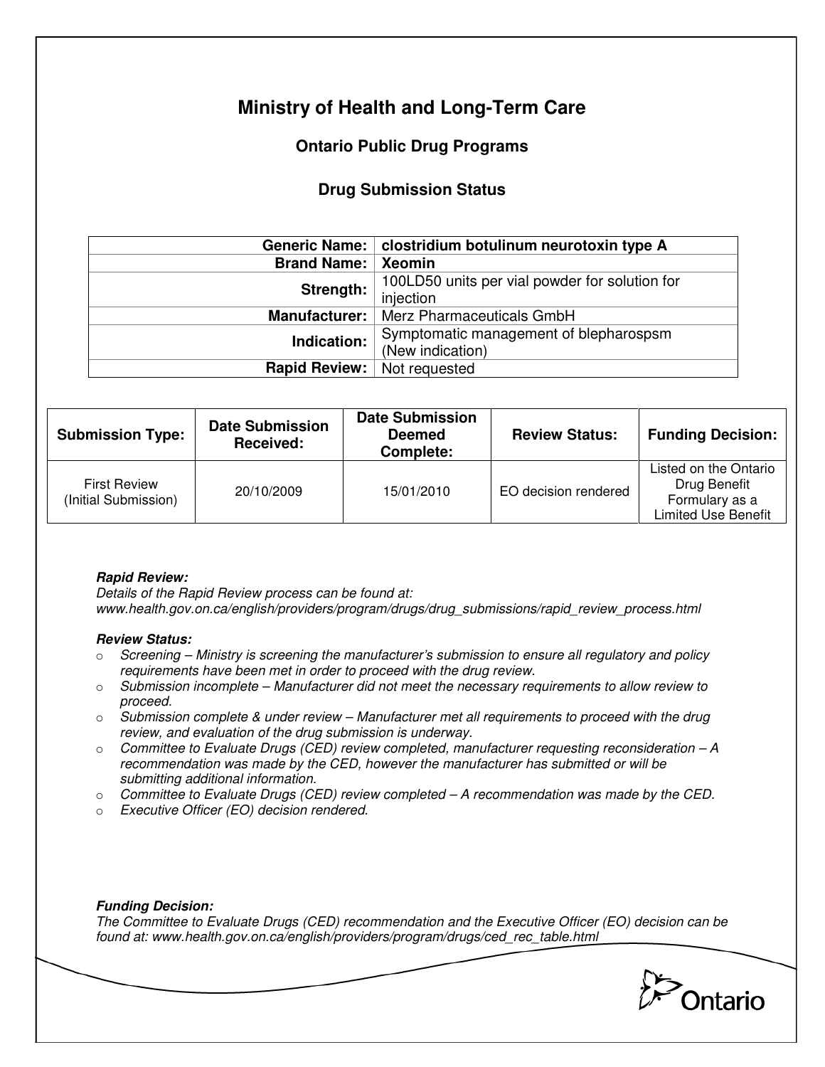# Ministry of Health and Long-Term Care

## Ontario Public Drug Programs

### Drug Submission Status

| | |
|---|---|
| **Generic Name:** | **clostridium botulinum neurotoxin type A** |
| **Brand Name:** | **Xeomin** |
| **Strength:** | 100LD50 units per vial powder for solution for injection |
| **Manufacturer:** | Merz Pharmaceuticals GmbH |
| **Indication:** | Symptomatic management of blepharospsm (New indication) |
| **Rapid Review:** | Not requested |

| Submission Type: | Date Submission Received: | Date Submission Deemed Complete: | Review Status: | Funding Decision: |
|---|---|---|---|---|
| First Review (Initial Submission) | 20/10/2009 | 15/01/2010 | EO decision rendered | Listed on the Ontario Drug Benefit Formulary as a Limited Use Benefit |

***Rapid Review:***
*Details of the Rapid Review process can be found at: www.health.gov.on.ca/english/providers/program/drugs/drug_submissions/rapid_review_process.html*

***Review Status:***

- *Screening – Ministry is screening the manufacturer's submission to ensure all regulatory and policy requirements have been met in order to proceed with the drug review.*
- *Submission incomplete – Manufacturer did not meet the necessary requirements to allow review to proceed.*
- *Submission complete & under review – Manufacturer met all requirements to proceed with the drug review, and evaluation of the drug submission is underway.*
- *Committee to Evaluate Drugs (CED) review completed, manufacturer requesting reconsideration – A recommendation was made by the CED, however the manufacturer has submitted or will be submitting additional information.*
- *Committee to Evaluate Drugs (CED) review completed – A recommendation was made by the CED.*
- *Executive Officer (EO) decision rendered.*

***Funding Decision:***
*The Committee to Evaluate Drugs (CED) recommendation and the Executive Officer (EO) decision can be found at: www.health.gov.on.ca/english/providers/program/drugs/ced_rec_table.html*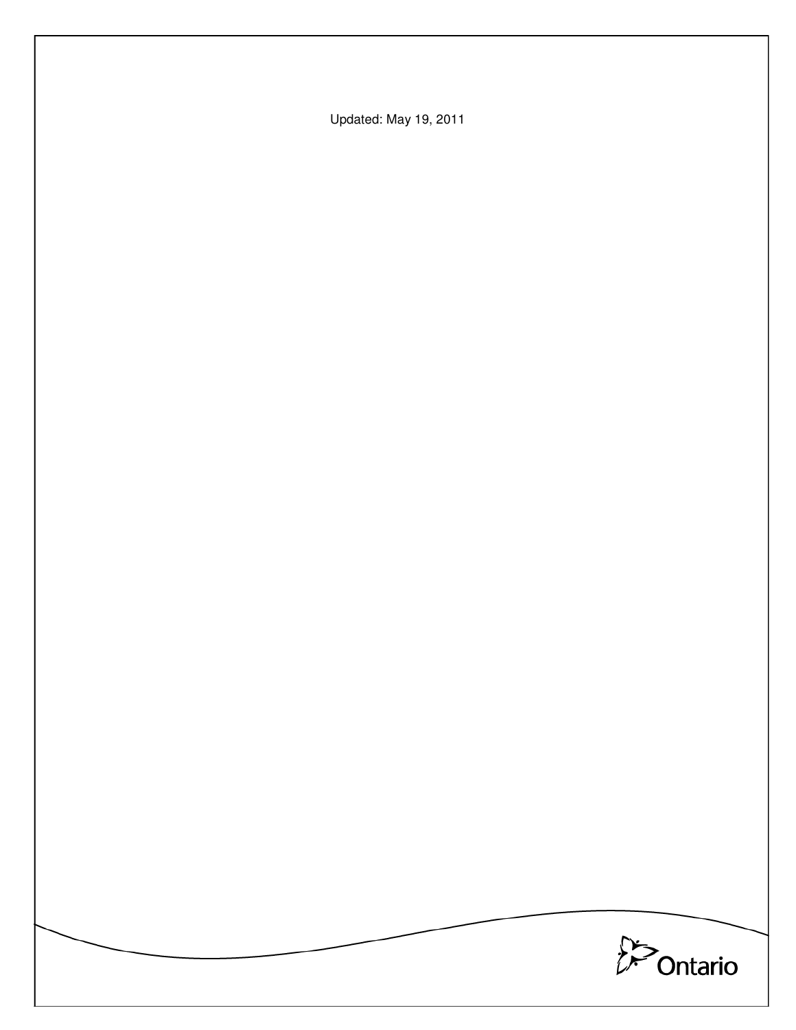Updated: May 19, 2011